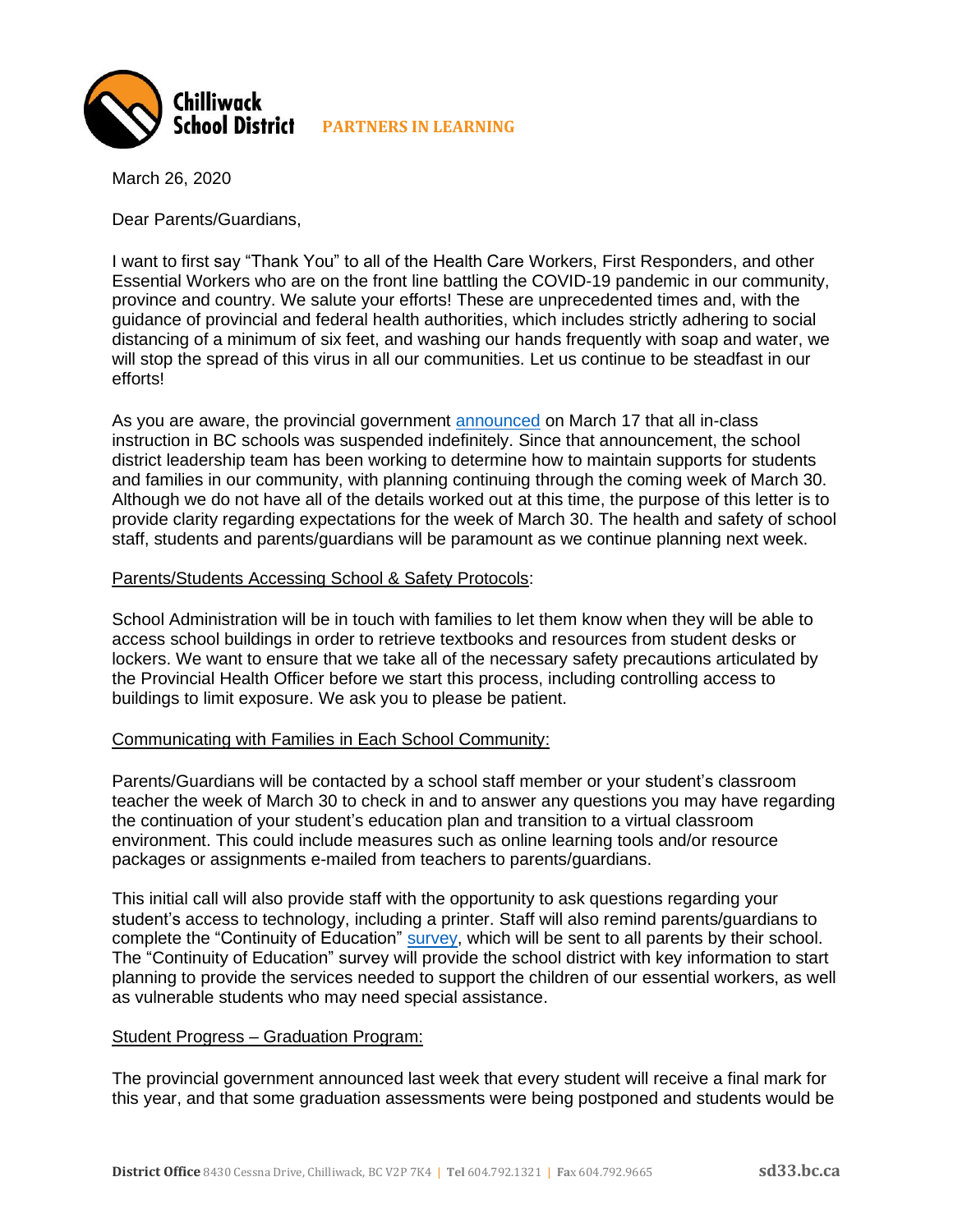**Chilliwack School District** PARTNERS IN LEARNING

March 26, 2020

Dear Parents/Guardians,

I want to first say "Thank You" to all of the Health Care Workers, First Responders, and other Essential Workers who are on the front line battling the COVID-19 pandemic in our community, province and country. We salute your efforts! These are unprecedented times and, with the guidance of provincial and federal health authorities, which includes strictly adhering to social distancing of a minimum of six feet, and washing our hands frequently with soap and water, we will stop the spread of this virus in all our communities. Let us continue to be steadfast in our efforts!

As you are aware, the provincial government announced on March 17 that all in-class instruction in BC schools was suspended indefinitely. Since that announcement, the school district leadership team has been working to determine how to maintain supports for students and families in our community, with planning continuing through the coming week of March 30. Although we do not have all of the details worked out at this time, the purpose of this letter is to provide clarity regarding expectations for the week of March 30. The health and safety of school staff, students and parents/guardians will be paramount as we continue planning next week.

Parents/Students Accessing School & Safety Protocols:

School Administration will be in touch with families to let them know when they will be able to access school buildings in order to retrieve textbooks and resources from student desks or lockers. We want to ensure that we take all of the necessary safety precautions articulated by the Provincial Health Officer before we start this process, including controlling access to buildings to limit exposure. We ask you to please be patient.

Communicating with Families in Each School Community:

Parents/Guardians will be contacted by a school staff member or your student's classroom teacher the week of March 30 to check in and to answer any questions you may have regarding the continuation of your student's education plan and transition to a virtual classroom environment. This could include measures such as online learning tools and/or resource packages or assignments e-mailed from teachers to parents/guardians.

This initial call will also provide staff with the opportunity to ask questions regarding your student's access to technology, including a printer. Staff will also remind parents/guardians to complete the "Continuity of Education" survey, which will be sent to all parents by their school. The "Continuity of Education" survey will provide the school district with key information to start planning to provide the services needed to support the children of our essential workers, as well as vulnerable students who may need special assistance.

Student Progress – Graduation Program:

The provincial government announced last week that every student will receive a final mark for this year, and that some graduation assessments were being postponed and students would be

**District Office** 8430 Cessna Drive, Chilliwack, BC V2P 7K4 | **Tel** 604.792.1321 | **Fax** 604.792.9665 **sd33.bc.ca**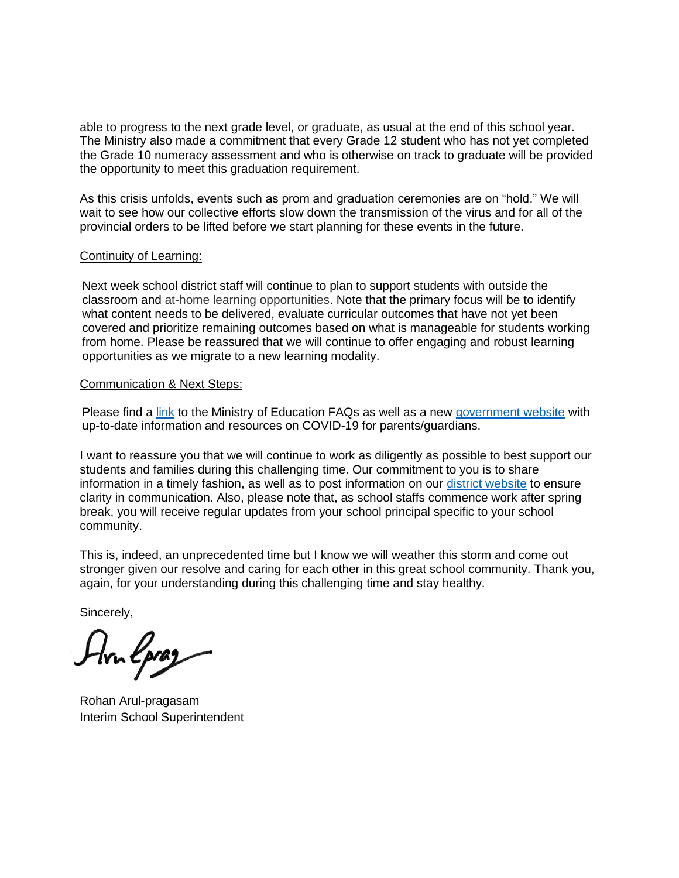able to progress to the next grade level, or graduate, as usual at the end of this school year. The Ministry also made a commitment that every Grade 12 student who has not yet completed the Grade 10 numeracy assessment and who is otherwise on track to graduate will be provided the opportunity to meet this graduation requirement.

As this crisis unfolds, events such as prom and graduation ceremonies are on "hold." We will wait to see how our collective efforts slow down the transmission of the virus and for all of the provincial orders to be lifted before we start planning for these events in the future.

Continuity of Learning:

Next week school district staff will continue to plan to support students with outside the classroom and at-home learning opportunities. Note that the primary focus will be to identify what content needs to be delivered, evaluate curricular outcomes that have not yet been covered and prioritize remaining outcomes based on what is manageable for students working from home. Please be reassured that we will continue to offer engaging and robust learning opportunities as we migrate to a new learning modality.

Communication & Next Steps:

Please find a link to the Ministry of Education FAQs as well as a new government website with up-to-date information and resources on COVID-19 for parents/guardians.

I want to reassure you that we will continue to work as diligently as possible to best support our students and families during this challenging time. Our commitment to you is to share information in a timely fashion, as well as to post information on our district website to ensure clarity in communication. Also, please note that, as school staffs commence work after spring break, you will receive regular updates from your school principal specific to your school community.

This is, indeed, an unprecedented time but I know we will weather this storm and come out stronger given our resolve and caring for each other in this great school community. Thank you, again, for your understanding during this challenging time and stay healthy.

Sincerely,

Rohan Arul-pragasam
Interim School Superintendent